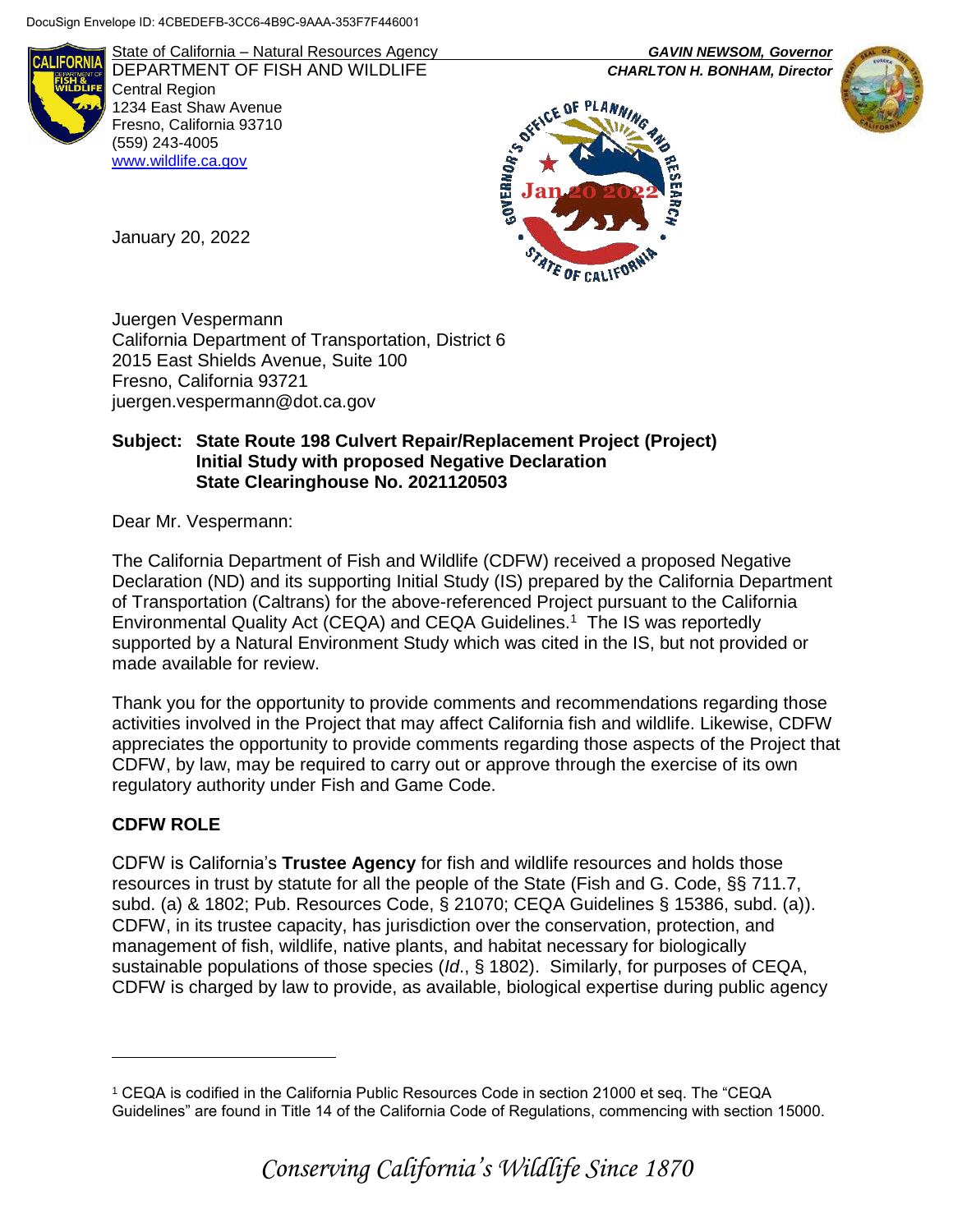DocuSign Envelope ID: 4CBEDEFB-3CC6-4B9C-9AAA-353F7F446001

State of California – Natural Resources Agency
DEPARTMENT OF FISH AND WILDLIFE
Central Region
1234 East Shaw Avenue
Fresno, California 93710
(559) 243-4005
www.wildlife.ca.gov

***GAVIN NEWSOM, Governor***
***CHARLTON H. BONHAM, Director***

GOVERNOR'S OFFICE OF PLANNING AND RESEARCH
Jan 20 2022
STATE OF CALIFORNIA

January 20, 2022

Juergen Vespermann
California Department of Transportation, District 6
2015 East Shields Avenue, Suite 100
Fresno, California 93721
juergen.vespermann@dot.ca.gov

**Subject: State Route 198 Culvert Repair/Replacement Project (Project)**
**Initial Study with proposed Negative Declaration**
**State Clearinghouse No. 2021120503**

Dear Mr. Vespermann:

The California Department of Fish and Wildlife (CDFW) received a proposed Negative Declaration (ND) and its supporting Initial Study (IS) prepared by the California Department of Transportation (Caltrans) for the above-referenced Project pursuant to the California Environmental Quality Act (CEQA) and CEQA Guidelines.[1] The IS was reportedly supported by a Natural Environment Study which was cited in the IS, but not provided or made available for review.

Thank you for the opportunity to provide comments and recommendations regarding those activities involved in the Project that may affect California fish and wildlife. Likewise, CDFW appreciates the opportunity to provide comments regarding those aspects of the Project that CDFW, by law, may be required to carry out or approve through the exercise of its own regulatory authority under Fish and Game Code.

**CDFW ROLE**

CDFW is California's **Trustee Agency** for fish and wildlife resources and holds those resources in trust by statute for all the people of the State (Fish and G. Code, §§ 711.7, subd. (a) & 1802; Pub. Resources Code, § 21070; CEQA Guidelines § 15386, subd. (a)). CDFW, in its trustee capacity, has jurisdiction over the conservation, protection, and management of fish, wildlife, native plants, and habitat necessary for biologically sustainable populations of those species (*Id*., § 1802). Similarly, for purposes of CEQA, CDFW is charged by law to provide, as available, biological expertise during public agency

[1] CEQA is codified in the California Public Resources Code in section 21000 et seq. The "CEQA Guidelines" are found in Title 14 of the California Code of Regulations, commencing with section 15000.

*Conserving California's Wildlife Since 1870*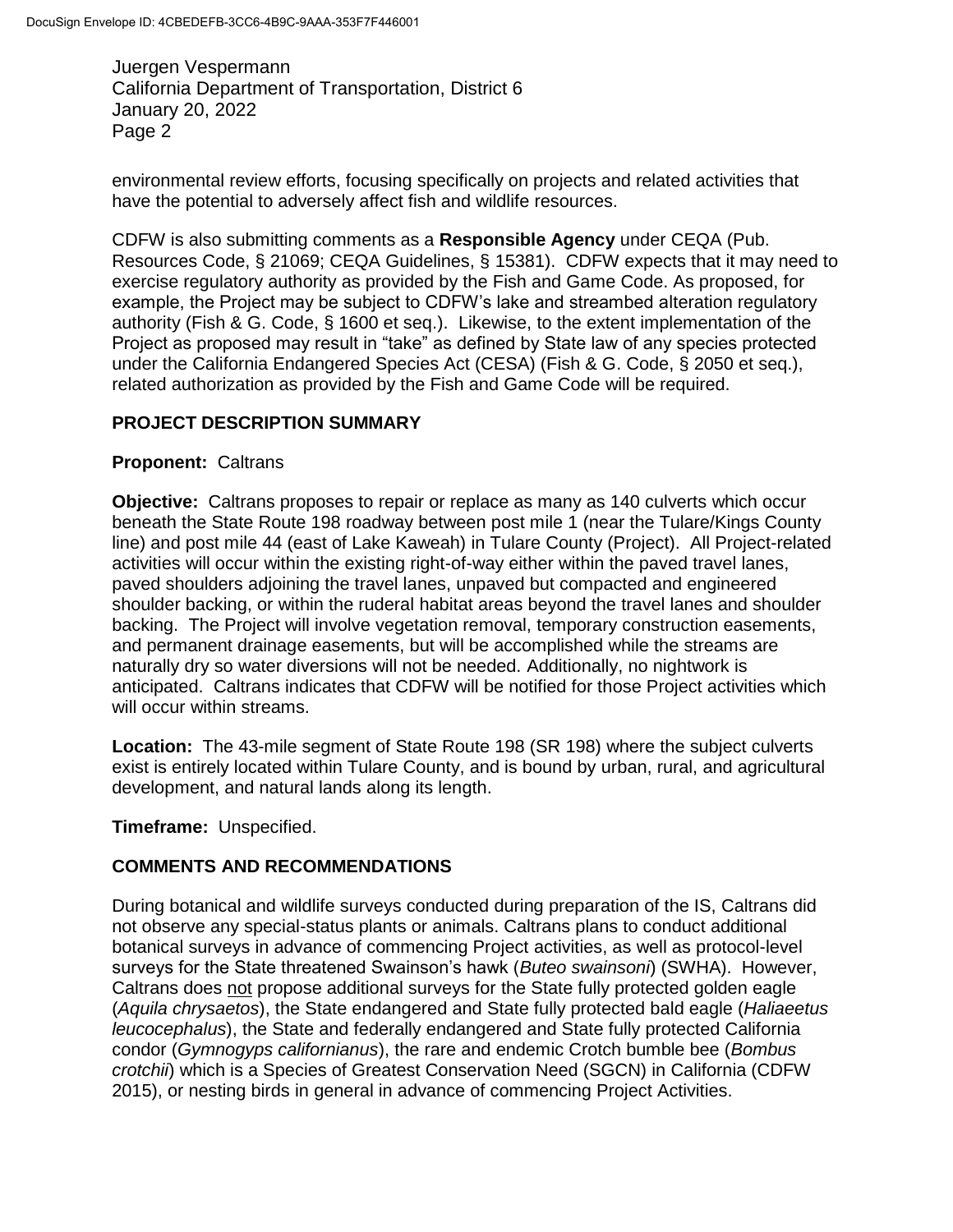environmental review efforts, focusing specifically on projects and related activities that have the potential to adversely affect fish and wildlife resources.

CDFW is also submitting comments as a **Responsible Agency** under CEQA (Pub. Resources Code, § 21069; CEQA Guidelines, § 15381). CDFW expects that it may need to exercise regulatory authority as provided by the Fish and Game Code. As proposed, for example, the Project may be subject to CDFW's lake and streambed alteration regulatory authority (Fish & G. Code, § 1600 et seq.). Likewise, to the extent implementation of the Project as proposed may result in "take" as defined by State law of any species protected under the California Endangered Species Act (CESA) (Fish & G. Code, § 2050 et seq.), related authorization as provided by the Fish and Game Code will be required.

## PROJECT DESCRIPTION SUMMARY

**Proponent:** Caltrans

**Objective:** Caltrans proposes to repair or replace as many as 140 culverts which occur beneath the State Route 198 roadway between post mile 1 (near the Tulare/Kings County line) and post mile 44 (east of Lake Kaweah) in Tulare County (Project). All Project-related activities will occur within the existing right-of-way either within the paved travel lanes, paved shoulders adjoining the travel lanes, unpaved but compacted and engineered shoulder backing, or within the ruderal habitat areas beyond the travel lanes and shoulder backing. The Project will involve vegetation removal, temporary construction easements, and permanent drainage easements, but will be accomplished while the streams are naturally dry so water diversions will not be needed. Additionally, no nightwork is anticipated. Caltrans indicates that CDFW will be notified for those Project activities which will occur within streams.

**Location:** The 43-mile segment of State Route 198 (SR 198) where the subject culverts exist is entirely located within Tulare County, and is bound by urban, rural, and agricultural development, and natural lands along its length.

**Timeframe:** Unspecified.

## COMMENTS AND RECOMMENDATIONS

During botanical and wildlife surveys conducted during preparation of the IS, Caltrans did not observe any special-status plants or animals. Caltrans plans to conduct additional botanical surveys in advance of commencing Project activities, as well as protocol-level surveys for the State threatened Swainson's hawk (*Buteo swainsoni*) (SWHA). However, Caltrans does not propose additional surveys for the State fully protected golden eagle (*Aquila chrysaetos*), the State endangered and State fully protected bald eagle (*Haliaeetus leucocephalus*), the State and federally endangered and State fully protected California condor (*Gymnogyps californianus*), the rare and endemic Crotch bumble bee (*Bombus crotchii*) which is a Species of Greatest Conservation Need (SGCN) in California (CDFW 2015), or nesting birds in general in advance of commencing Project Activities.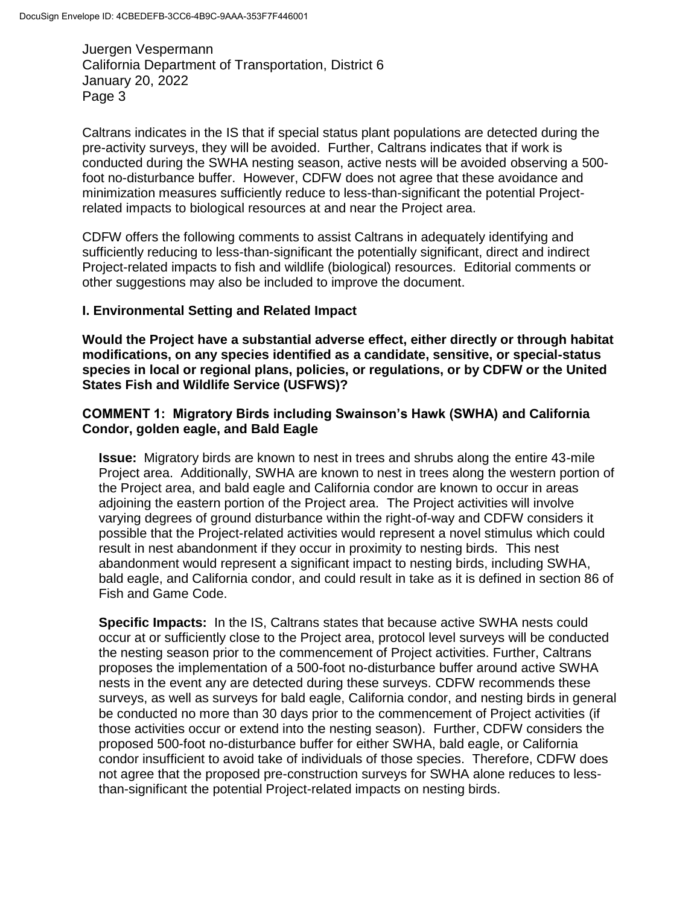Caltrans indicates in the IS that if special status plant populations are detected during the pre-activity surveys, they will be avoided. Further, Caltrans indicates that if work is conducted during the SWHA nesting season, active nests will be avoided observing a 500-foot no-disturbance buffer. However, CDFW does not agree that these avoidance and minimization measures sufficiently reduce to less-than-significant the potential Project-related impacts to biological resources at and near the Project area.

CDFW offers the following comments to assist Caltrans in adequately identifying and sufficiently reducing to less-than-significant the potentially significant, direct and indirect Project-related impacts to fish and wildlife (biological) resources. Editorial comments or other suggestions may also be included to improve the document.

## I. Environmental Setting and Related Impact

**Would the Project have a substantial adverse effect, either directly or through habitat modifications, on any species identified as a candidate, sensitive, or special-status species in local or regional plans, policies, or regulations, or by CDFW or the United States Fish and Wildlife Service (USFWS)?**

### COMMENT 1: Migratory Birds including Swainson's Hawk (SWHA) and California Condor, golden eagle, and Bald Eagle

**Issue:** Migratory birds are known to nest in trees and shrubs along the entire 43-mile Project area. Additionally, SWHA are known to nest in trees along the western portion of the Project area, and bald eagle and California condor are known to occur in areas adjoining the eastern portion of the Project area. The Project activities will involve varying degrees of ground disturbance within the right-of-way and CDFW considers it possible that the Project-related activities would represent a novel stimulus which could result in nest abandonment if they occur in proximity to nesting birds. This nest abandonment would represent a significant impact to nesting birds, including SWHA, bald eagle, and California condor, and could result in take as it is defined in section 86 of Fish and Game Code.

**Specific Impacts:** In the IS, Caltrans states that because active SWHA nests could occur at or sufficiently close to the Project area, protocol level surveys will be conducted the nesting season prior to the commencement of Project activities. Further, Caltrans proposes the implementation of a 500-foot no-disturbance buffer around active SWHA nests in the event any are detected during these surveys. CDFW recommends these surveys, as well as surveys for bald eagle, California condor, and nesting birds in general be conducted no more than 30 days prior to the commencement of Project activities (if those activities occur or extend into the nesting season). Further, CDFW considers the proposed 500-foot no-disturbance buffer for either SWHA, bald eagle, or California condor insufficient to avoid take of individuals of those species. Therefore, CDFW does not agree that the proposed pre-construction surveys for SWHA alone reduces to less-than-significant the potential Project-related impacts on nesting birds.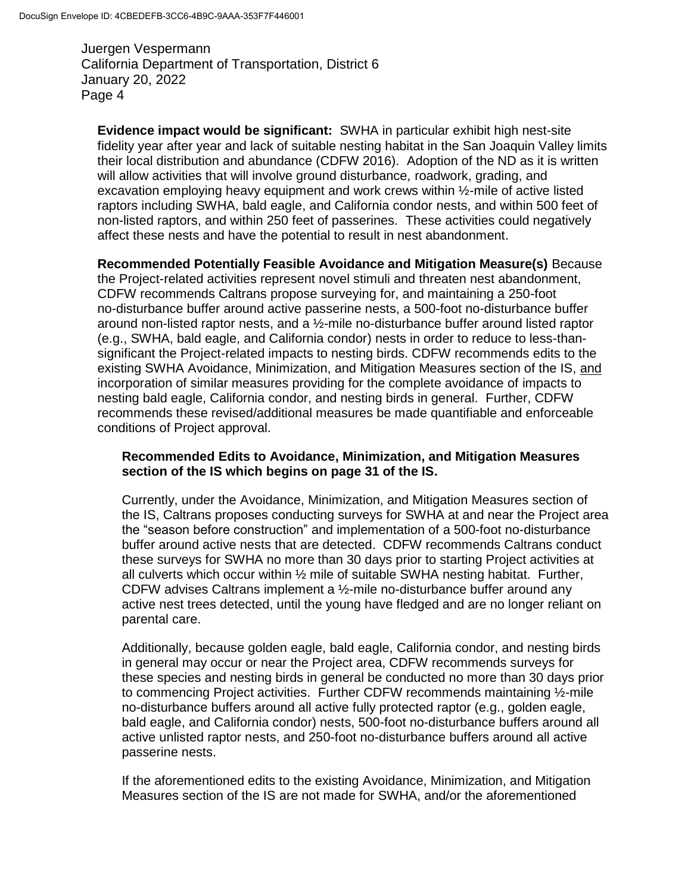**Evidence impact would be significant:** SWHA in particular exhibit high nest-site fidelity year after year and lack of suitable nesting habitat in the San Joaquin Valley limits their local distribution and abundance (CDFW 2016). Adoption of the ND as it is written will allow activities that will involve ground disturbance, roadwork, grading, and excavation employing heavy equipment and work crews within ½-mile of active listed raptors including SWHA, bald eagle, and California condor nests, and within 500 feet of non-listed raptors, and within 250 feet of passerines. These activities could negatively affect these nests and have the potential to result in nest abandonment.

**Recommended Potentially Feasible Avoidance and Mitigation Measure(s)** Because the Project-related activities represent novel stimuli and threaten nest abandonment, CDFW recommends Caltrans propose surveying for, and maintaining a 250-foot no-disturbance buffer around active passerine nests, a 500-foot no-disturbance buffer around non-listed raptor nests, and a ½-mile no-disturbance buffer around listed raptor (e.g., SWHA, bald eagle, and California condor) nests in order to reduce to less-than-significant the Project-related impacts to nesting birds. CDFW recommends edits to the existing SWHA Avoidance, Minimization, and Mitigation Measures section of the IS, <u>and</u> incorporation of similar measures providing for the complete avoidance of impacts to nesting bald eagle, California condor, and nesting birds in general. Further, CDFW recommends these revised/additional measures be made quantifiable and enforceable conditions of Project approval.

**Recommended Edits to Avoidance, Minimization, and Mitigation Measures section of the IS which begins on page 31 of the IS.**

Currently, under the Avoidance, Minimization, and Mitigation Measures section of the IS, Caltrans proposes conducting surveys for SWHA at and near the Project area the "season before construction" and implementation of a 500-foot no-disturbance buffer around active nests that are detected. CDFW recommends Caltrans conduct these surveys for SWHA no more than 30 days prior to starting Project activities at all culverts which occur within ½ mile of suitable SWHA nesting habitat. Further, CDFW advises Caltrans implement a ½-mile no-disturbance buffer around any active nest trees detected, until the young have fledged and are no longer reliant on parental care.

Additionally, because golden eagle, bald eagle, California condor, and nesting birds in general may occur or near the Project area, CDFW recommends surveys for these species and nesting birds in general be conducted no more than 30 days prior to commencing Project activities. Further CDFW recommends maintaining ½-mile no-disturbance buffers around all active fully protected raptor (e.g., golden eagle, bald eagle, and California condor) nests, 500-foot no-disturbance buffers around all active unlisted raptor nests, and 250-foot no-disturbance buffers around all active passerine nests.

If the aforementioned edits to the existing Avoidance, Minimization, and Mitigation Measures section of the IS are not made for SWHA, and/or the aforementioned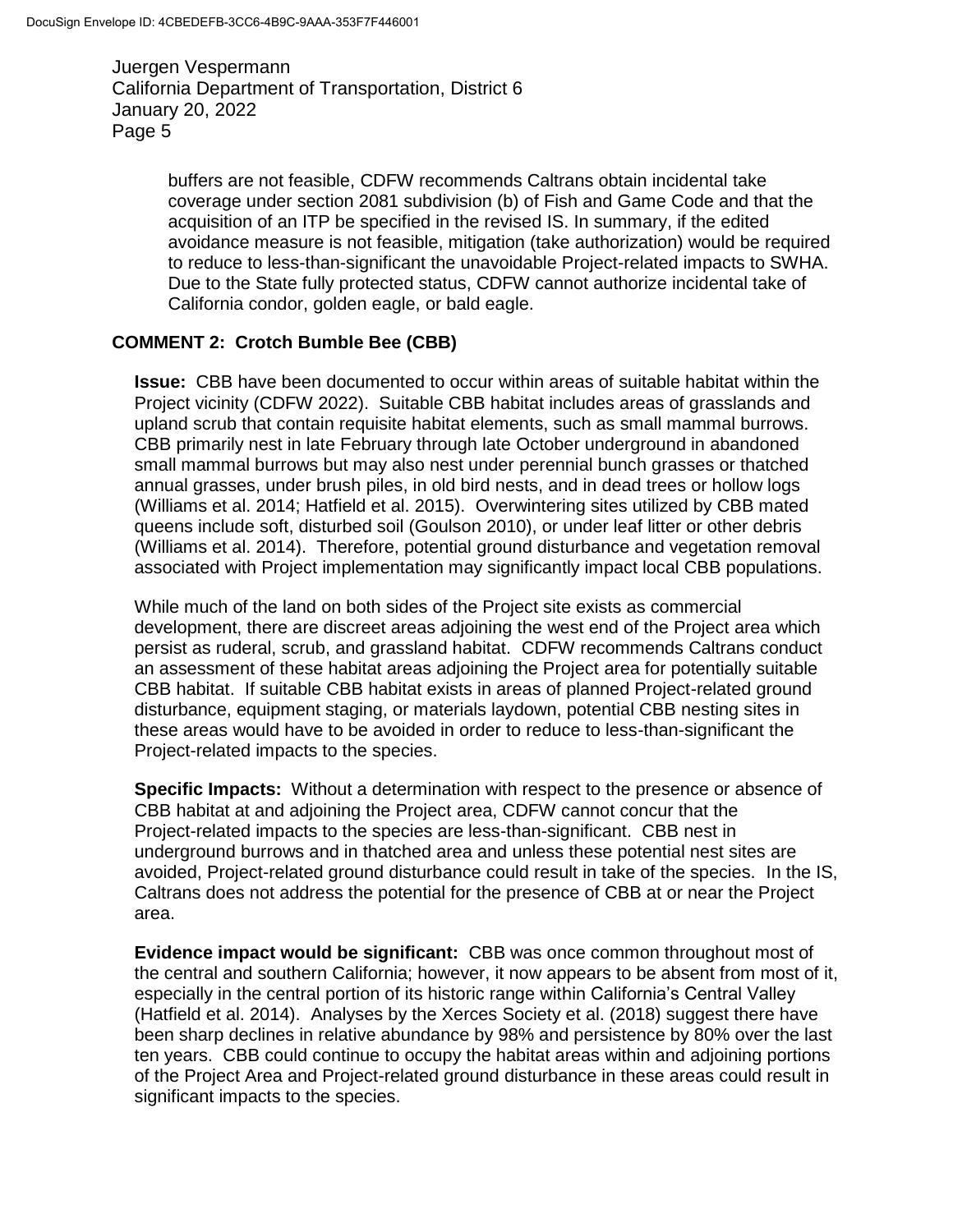buffers are not feasible, CDFW recommends Caltrans obtain incidental take coverage under section 2081 subdivision (b) of Fish and Game Code and that the acquisition of an ITP be specified in the revised IS. In summary, if the edited avoidance measure is not feasible, mitigation (take authorization) would be required to reduce to less-than-significant the unavoidable Project-related impacts to SWHA. Due to the State fully protected status, CDFW cannot authorize incidental take of California condor, golden eagle, or bald eagle.

## COMMENT 2: Crotch Bumble Bee (CBB)

**Issue:** CBB have been documented to occur within areas of suitable habitat within the Project vicinity (CDFW 2022). Suitable CBB habitat includes areas of grasslands and upland scrub that contain requisite habitat elements, such as small mammal burrows. CBB primarily nest in late February through late October underground in abandoned small mammal burrows but may also nest under perennial bunch grasses or thatched annual grasses, under brush piles, in old bird nests, and in dead trees or hollow logs (Williams et al. 2014; Hatfield et al. 2015). Overwintering sites utilized by CBB mated queens include soft, disturbed soil (Goulson 2010), or under leaf litter or other debris (Williams et al. 2014). Therefore, potential ground disturbance and vegetation removal associated with Project implementation may significantly impact local CBB populations.

While much of the land on both sides of the Project site exists as commercial development, there are discreet areas adjoining the west end of the Project area which persist as ruderal, scrub, and grassland habitat. CDFW recommends Caltrans conduct an assessment of these habitat areas adjoining the Project area for potentially suitable CBB habitat. If suitable CBB habitat exists in areas of planned Project-related ground disturbance, equipment staging, or materials laydown, potential CBB nesting sites in these areas would have to be avoided in order to reduce to less-than-significant the Project-related impacts to the species.

**Specific Impacts:** Without a determination with respect to the presence or absence of CBB habitat at and adjoining the Project area, CDFW cannot concur that the Project-related impacts to the species are less-than-significant. CBB nest in underground burrows and in thatched area and unless these potential nest sites are avoided, Project-related ground disturbance could result in take of the species. In the IS, Caltrans does not address the potential for the presence of CBB at or near the Project area.

**Evidence impact would be significant:** CBB was once common throughout most of the central and southern California; however, it now appears to be absent from most of it, especially in the central portion of its historic range within California's Central Valley (Hatfield et al. 2014). Analyses by the Xerces Society et al. (2018) suggest there have been sharp declines in relative abundance by 98% and persistence by 80% over the last ten years. CBB could continue to occupy the habitat areas within and adjoining portions of the Project Area and Project-related ground disturbance in these areas could result in significant impacts to the species.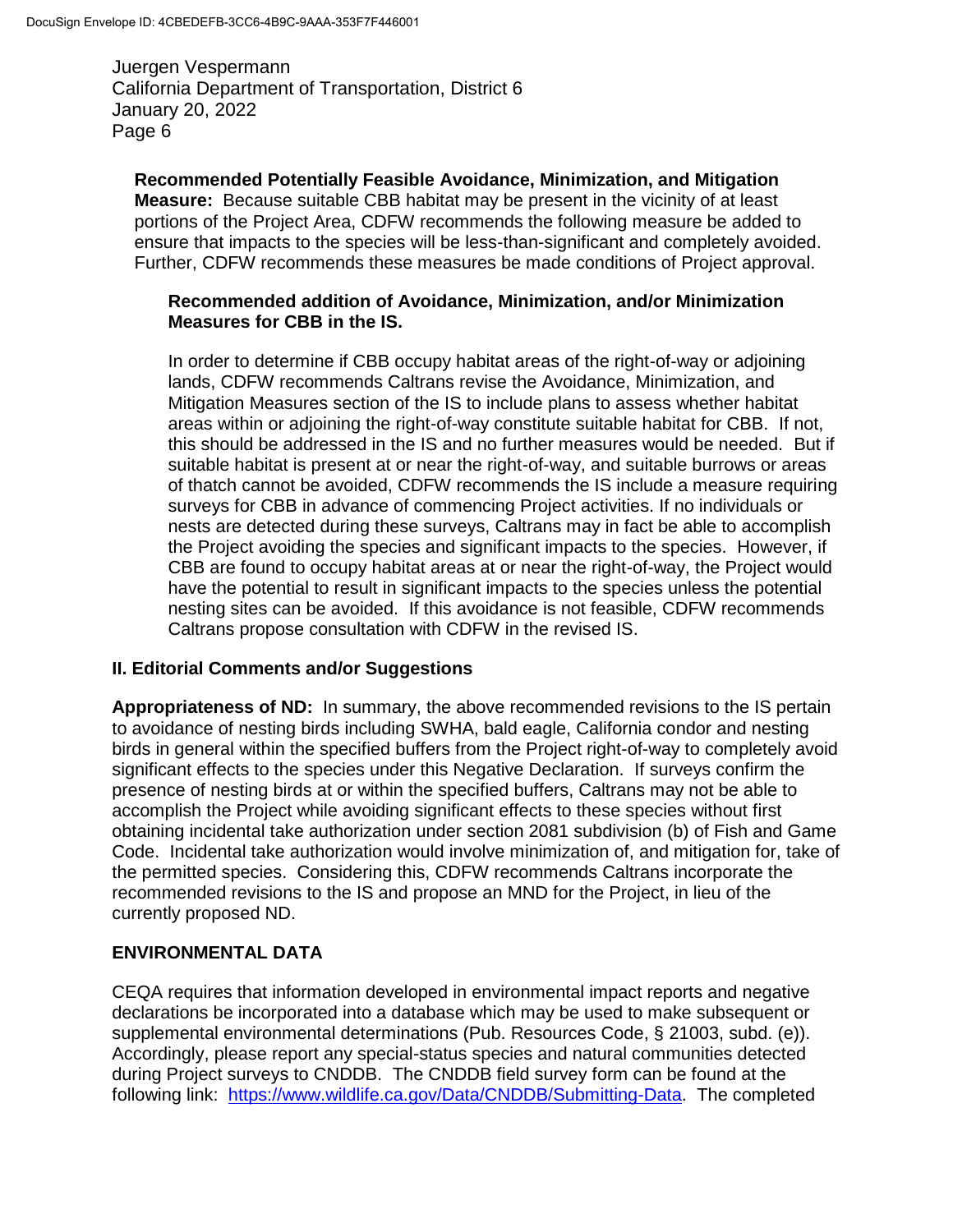**Recommended Potentially Feasible Avoidance, Minimization, and Mitigation Measure:** Because suitable CBB habitat may be present in the vicinity of at least portions of the Project Area, CDFW recommends the following measure be added to ensure that impacts to the species will be less-than-significant and completely avoided. Further, CDFW recommends these measures be made conditions of Project approval.

**Recommended addition of Avoidance, Minimization, and/or Minimization Measures for CBB in the IS.**

In order to determine if CBB occupy habitat areas of the right-of-way or adjoining lands, CDFW recommends Caltrans revise the Avoidance, Minimization, and Mitigation Measures section of the IS to include plans to assess whether habitat areas within or adjoining the right-of-way constitute suitable habitat for CBB. If not, this should be addressed in the IS and no further measures would be needed. But if suitable habitat is present at or near the right-of-way, and suitable burrows or areas of thatch cannot be avoided, CDFW recommends the IS include a measure requiring surveys for CBB in advance of commencing Project activities. If no individuals or nests are detected during these surveys, Caltrans may in fact be able to accomplish the Project avoiding the species and significant impacts to the species. However, if CBB are found to occupy habitat areas at or near the right-of-way, the Project would have the potential to result in significant impacts to the species unless the potential nesting sites can be avoided. If this avoidance is not feasible, CDFW recommends Caltrans propose consultation with CDFW in the revised IS.

## II. Editorial Comments and/or Suggestions

**Appropriateness of ND:** In summary, the above recommended revisions to the IS pertain to avoidance of nesting birds including SWHA, bald eagle, California condor and nesting birds in general within the specified buffers from the Project right-of-way to completely avoid significant effects to the species under this Negative Declaration. If surveys confirm the presence of nesting birds at or within the specified buffers, Caltrans may not be able to accomplish the Project while avoiding significant effects to these species without first obtaining incidental take authorization under section 2081 subdivision (b) of Fish and Game Code. Incidental take authorization would involve minimization of, and mitigation for, take of the permitted species. Considering this, CDFW recommends Caltrans incorporate the recommended revisions to the IS and propose an MND for the Project, in lieu of the currently proposed ND.

## ENVIRONMENTAL DATA

CEQA requires that information developed in environmental impact reports and negative declarations be incorporated into a database which may be used to make subsequent or supplemental environmental determinations (Pub. Resources Code, § 21003, subd. (e)). Accordingly, please report any special-status species and natural communities detected during Project surveys to CNDDB. The CNDDB field survey form can be found at the following link: [https://www.wildlife.ca.gov/Data/CNDDB/Submitting-Data](https://www.wildlife.ca.gov/Data/CNDDB/Submitting-Data). The completed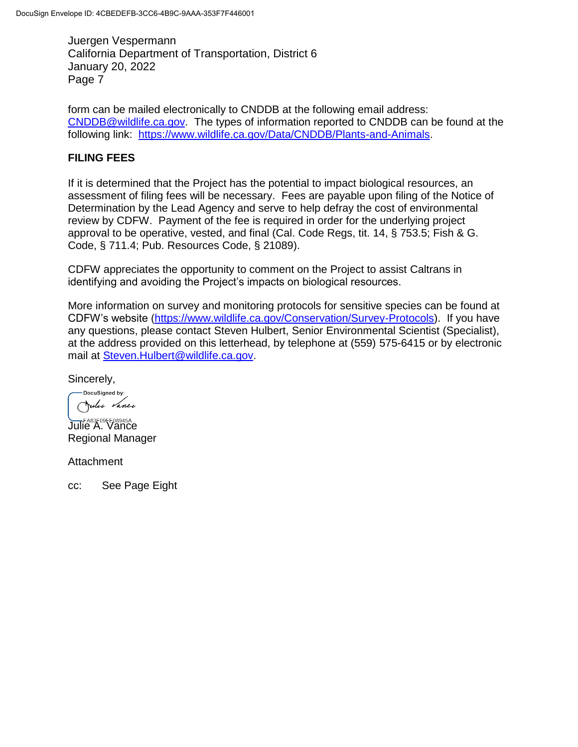form can be mailed electronically to CNDDB at the following email address: CNDDB@wildlife.ca.gov. The types of information reported to CNDDB can be found at the following link: https://www.wildlife.ca.gov/Data/CNDDB/Plants-and-Animals.

**FILING FEES**

If it is determined that the Project has the potential to impact biological resources, an assessment of filing fees will be necessary. Fees are payable upon filing of the Notice of Determination by the Lead Agency and serve to help defray the cost of environmental review by CDFW. Payment of the fee is required in order for the underlying project approval to be operative, vested, and final (Cal. Code Regs, tit. 14, § 753.5; Fish & G. Code, § 711.4; Pub. Resources Code, § 21089).

CDFW appreciates the opportunity to comment on the Project to assist Caltrans in identifying and avoiding the Project's impacts on biological resources.

More information on survey and monitoring protocols for sensitive species can be found at CDFW's website (https://www.wildlife.ca.gov/Conservation/Survey-Protocols). If you have any questions, please contact Steven Hulbert, Senior Environmental Scientist (Specialist), at the address provided on this letterhead, by telephone at (559) 575-6415 or by electronic mail at Steven.Hulbert@wildlife.ca.gov.

Sincerely,

DocuSigned by:
FA83F09EF08945A

Julie A. Vance
Regional Manager

Attachment

cc: See Page Eight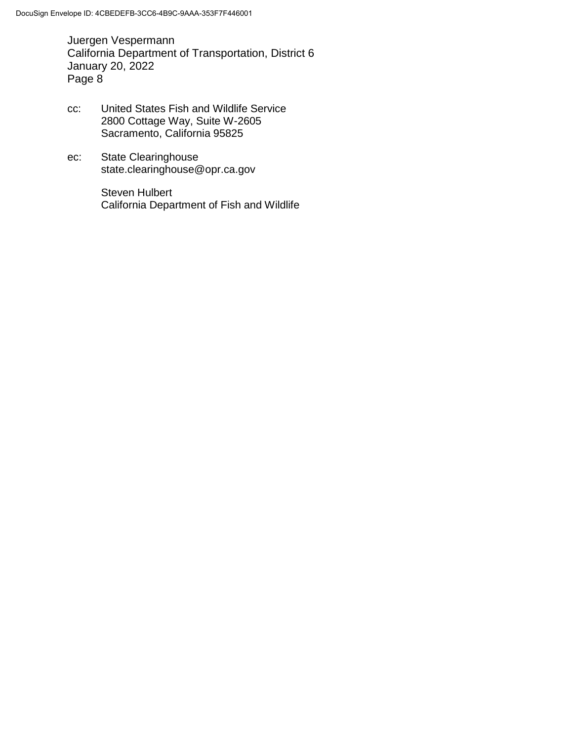cc: United States Fish and Wildlife Service
2800 Cottage Way, Suite W-2605
Sacramento, California 95825

ec: State Clearinghouse
state.clearinghouse@opr.ca.gov

Steven Hulbert
California Department of Fish and Wildlife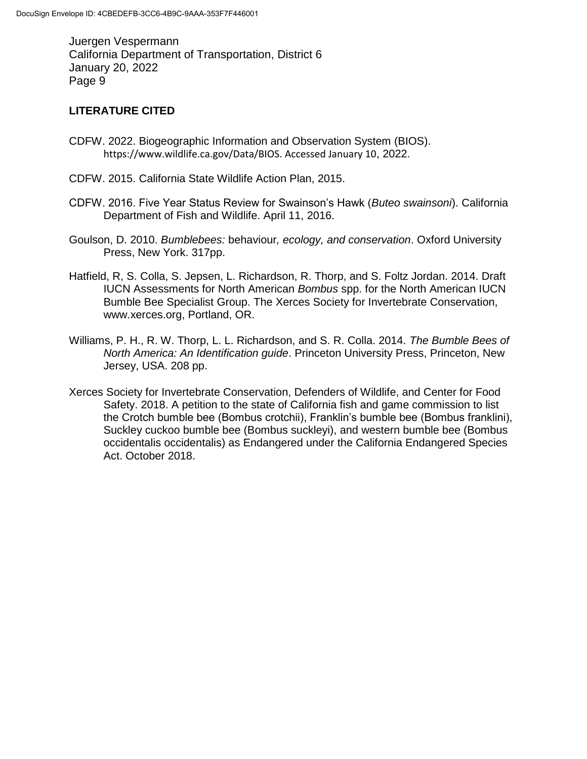## LITERATURE CITED

CDFW. 2022. Biogeographic Information and Observation System (BIOS). https://www.wildlife.ca.gov/Data/BIOS. Accessed January 10, 2022.

CDFW. 2015. California State Wildlife Action Plan, 2015.

CDFW. 2016. Five Year Status Review for Swainson's Hawk (*Buteo swainsoni*). California Department of Fish and Wildlife. April 11, 2016.

Goulson, D. 2010. *Bumblebees:* behaviour*, ecology, and conservation*. Oxford University Press, New York. 317pp.

Hatfield, R, S. Colla, S. Jepsen, L. Richardson, R. Thorp, and S. Foltz Jordan. 2014. Draft IUCN Assessments for North American *Bombus* spp. for the North American IUCN Bumble Bee Specialist Group. The Xerces Society for Invertebrate Conservation, www.xerces.org, Portland, OR.

Williams, P. H., R. W. Thorp, L. L. Richardson, and S. R. Colla. 2014. *The Bumble Bees of North America: An Identification guide*. Princeton University Press, Princeton, New Jersey, USA. 208 pp.

Xerces Society for Invertebrate Conservation, Defenders of Wildlife, and Center for Food Safety. 2018. A petition to the state of California fish and game commission to list the Crotch bumble bee (Bombus crotchii), Franklin's bumble bee (Bombus franklini), Suckley cuckoo bumble bee (Bombus suckleyi), and western bumble bee (Bombus occidentalis occidentalis) as Endangered under the California Endangered Species Act. October 2018.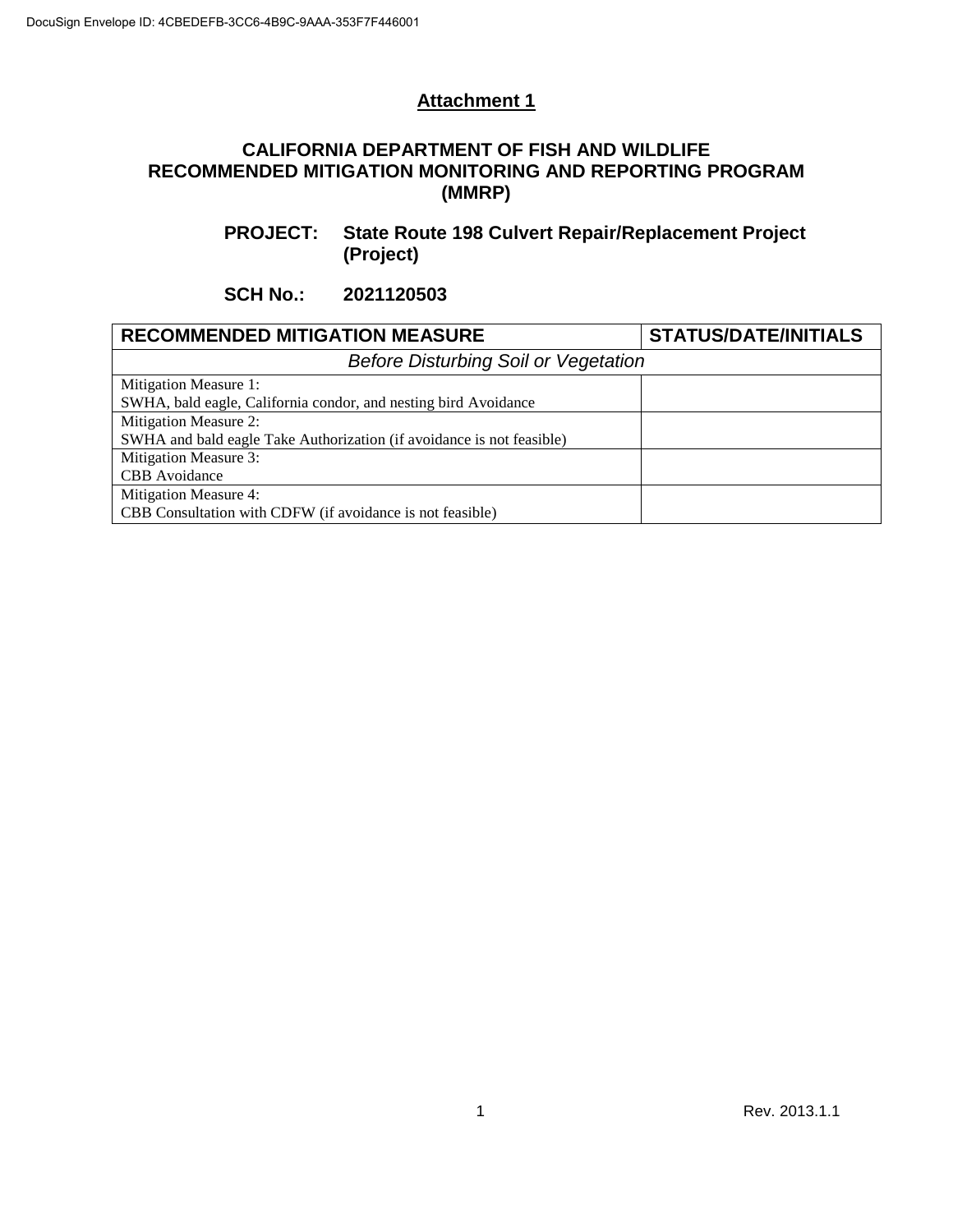## Attachment 1

### CALIFORNIA DEPARTMENT OF FISH AND WILDLIFE RECOMMENDED MITIGATION MONITORING AND REPORTING PROGRAM (MMRP)

**PROJECT:** **State Route 198 Culvert Repair/Replacement Project (Project)**

**SCH No.:** **2021120503**

| RECOMMENDED MITIGATION MEASURE | STATUS/DATE/INITIALS |
|---|---|
| *Before Disturbing Soil or Vegetation* | |
| Mitigation Measure 1:<br>SWHA, bald eagle, California condor, and nesting bird Avoidance | |
| Mitigation Measure 2:<br>SWHA and bald eagle Take Authorization (if avoidance is not feasible) | |
| Mitigation Measure 3:<br>CBB Avoidance | |
| Mitigation Measure 4:<br>CBB Consultation with CDFW (if avoidance is not feasible) | |